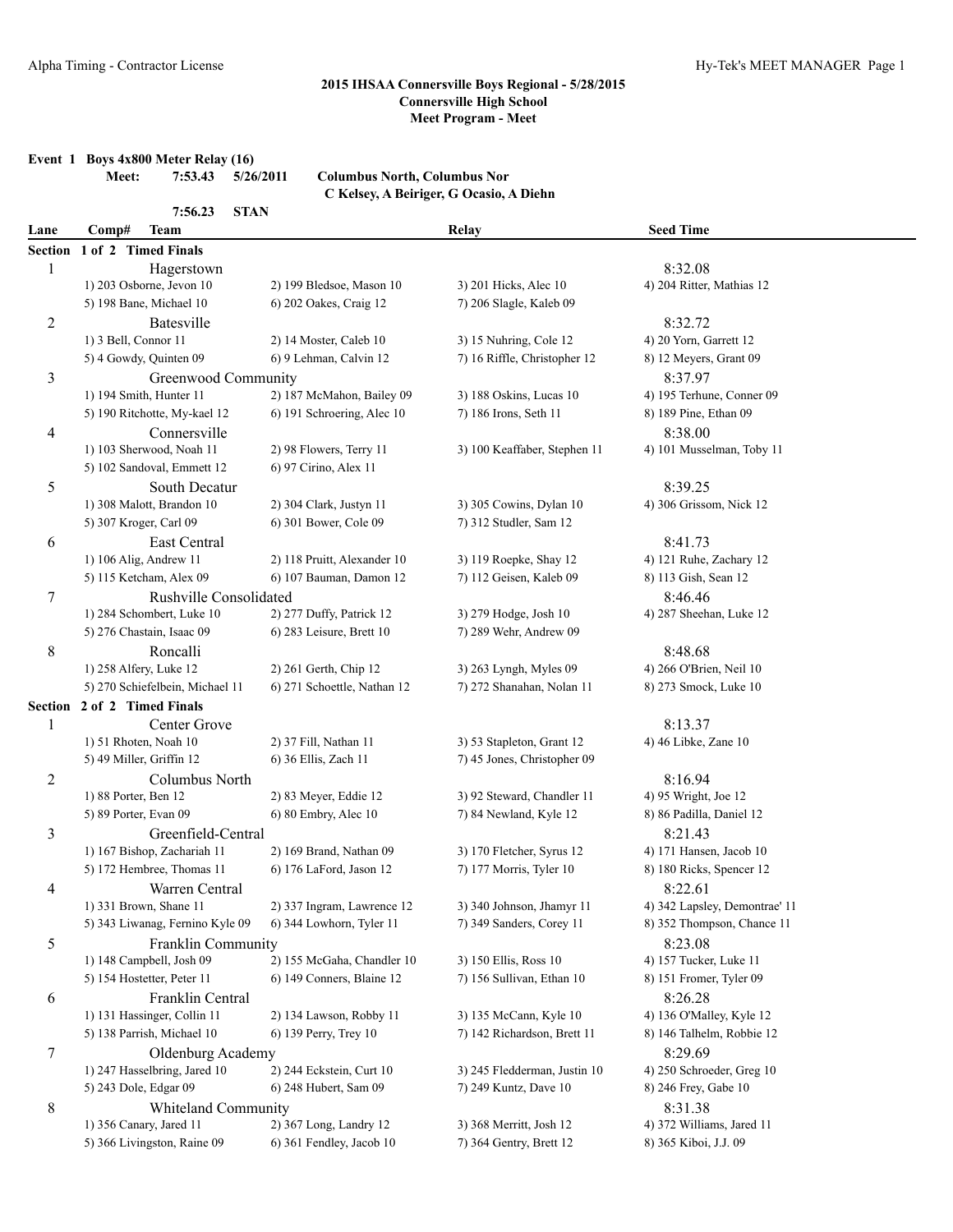## 2015 IHSAA Connersville Boys Regional - 5/28/2015
### Connersville High School
### Meet Program - Meet

**Event 1 Boys 4x800 Meter Relay (16)**

**Meet: 7:53.43 5/26/2011 Columbus North, Columbus Nor**
**C Kelsey, A Beiriger, G Ocasio, A Diehn**
**7:56.23 STAN**

| Lane | Comp# Team | | Relay | Seed Time |
|---|---|---|---|---|
| **Section 1 of 2 Timed Finals** | | | | |
| 1 | Hagerstown | | | 8:32.08 |
| | 1) 203 Osborne, Jevon 10 | 2) 199 Bledsoe, Mason 10 | 3) 201 Hicks, Alec 10 | 4) 204 Ritter, Mathias 12 |
| | 5) 198 Bane, Michael 10 | 6) 202 Oakes, Craig 12 | 7) 206 Slagle, Kaleb 09 | |
| 2 | Batesville | | | 8:32.72 |
| | 1) 3 Bell, Connor 11 | 2) 14 Moster, Caleb 10 | 3) 15 Nuhring, Cole 12 | 4) 20 Yorn, Garrett 12 |
| | 5) 4 Gowdy, Quinten 09 | 6) 9 Lehman, Calvin 12 | 7) 16 Riffle, Christopher 12 | 8) 12 Meyers, Grant 09 |
| 3 | Greenwood Community | | | 8:37.97 |
| | 1) 194 Smith, Hunter 11 | 2) 187 McMahon, Bailey 09 | 3) 188 Oskins, Lucas 10 | 4) 195 Terhune, Conner 09 |
| | 5) 190 Ritchotte, My-kael 12 | 6) 191 Schroering, Alec 10 | 7) 186 Irons, Seth 11 | 8) 189 Pine, Ethan 09 |
| 4 | Connersville | | | 8:38.00 |
| | 1) 103 Sherwood, Noah 11 | 2) 98 Flowers, Terry 11 | 3) 100 Keaffaber, Stephen 11 | 4) 101 Musselman, Toby 11 |
| | 5) 102 Sandoval, Emmett 12 | 6) 97 Cirino, Alex 11 | | |
| 5 | South Decatur | | | 8:39.25 |
| | 1) 308 Malott, Brandon 10 | 2) 304 Clark, Justyn 11 | 3) 305 Cowins, Dylan 10 | 4) 306 Grissom, Nick 12 |
| | 5) 307 Kroger, Carl 09 | 6) 301 Bower, Cole 09 | 7) 312 Studler, Sam 12 | |
| 6 | East Central | | | 8:41.73 |
| | 1) 106 Alig, Andrew 11 | 2) 118 Pruitt, Alexander 10 | 3) 119 Roepke, Shay 12 | 4) 121 Ruhe, Zachary 12 |
| | 5) 115 Ketcham, Alex 09 | 6) 107 Bauman, Damon 12 | 7) 112 Geisen, Kaleb 09 | 8) 113 Gish, Sean 12 |
| 7 | Rushville Consolidated | | | 8:46.46 |
| | 1) 284 Schombert, Luke 10 | 2) 277 Duffy, Patrick 12 | 3) 279 Hodge, Josh 10 | 4) 287 Sheehan, Luke 12 |
| | 5) 276 Chastain, Isaac 09 | 6) 283 Leisure, Brett 10 | 7) 289 Wehr, Andrew 09 | |
| 8 | Roncalli | | | 8:48.68 |
| | 1) 258 Alfery, Luke 12 | 2) 261 Gerth, Chip 12 | 3) 263 Lyngh, Myles 09 | 4) 266 O'Brien, Neil 10 |
| | 5) 270 Schiefelbein, Michael 11 | 6) 271 Schoettle, Nathan 12 | 7) 272 Shanahan, Nolan 11 | 8) 273 Smock, Luke 10 |
| **Section 2 of 2 Timed Finals** | | | | |
| 1 | Center Grove | | | 8:13.37 |
| | 1) 51 Rhoten, Noah 10 | 2) 37 Fill, Nathan 11 | 3) 53 Stapleton, Grant 12 | 4) 46 Libke, Zane 10 |
| | 5) 49 Miller, Griffin 12 | 6) 36 Ellis, Zach 11 | 7) 45 Jones, Christopher 09 | |
| 2 | Columbus North | | | 8:16.94 |
| | 1) 88 Porter, Ben 12 | 2) 83 Meyer, Eddie 12 | 3) 92 Steward, Chandler 11 | 4) 95 Wright, Joe 12 |
| | 5) 89 Porter, Evan 09 | 6) 80 Embry, Alec 10 | 7) 84 Newland, Kyle 12 | 8) 86 Padilla, Daniel 12 |
| 3 | Greenfield-Central | | | 8:21.43 |
| | 1) 167 Bishop, Zachariah 11 | 2) 169 Brand, Nathan 09 | 3) 170 Fletcher, Syrus 12 | 4) 171 Hansen, Jacob 10 |
| | 5) 172 Hembree, Thomas 11 | 6) 176 LaFord, Jason 12 | 7) 177 Morris, Tyler 10 | 8) 180 Ricks, Spencer 12 |
| 4 | Warren Central | | | 8:22.61 |
| | 1) 331 Brown, Shane 11 | 2) 337 Ingram, Lawrence 12 | 3) 340 Johnson, Jhamyr 11 | 4) 342 Lapsley, Demontrae' 11 |
| | 5) 343 Liwanag, Fernino Kyle 09 | 6) 344 Lowhorn, Tyler 11 | 7) 349 Sanders, Corey 11 | 8) 352 Thompson, Chance 11 |
| 5 | Franklin Community | | | 8:23.08 |
| | 1) 148 Campbell, Josh 09 | 2) 155 McGaha, Chandler 10 | 3) 150 Ellis, Ross 10 | 4) 157 Tucker, Luke 11 |
| | 5) 154 Hostetter, Peter 11 | 6) 149 Conners, Blaine 12 | 7) 156 Sullivan, Ethan 10 | 8) 151 Fromer, Tyler 09 |
| 6 | Franklin Central | | | 8:26.28 |
| | 1) 131 Hassinger, Collin 11 | 2) 134 Lawson, Robby 11 | 3) 135 McCann, Kyle 10 | 4) 136 O'Malley, Kyle 12 |
| | 5) 138 Parrish, Michael 10 | 6) 139 Perry, Trey 10 | 7) 142 Richardson, Brett 11 | 8) 146 Talhelm, Robbie 12 |
| 7 | Oldenburg Academy | | | 8:29.69 |
| | 1) 247 Hasselbring, Jared 10 | 2) 244 Eckstein, Curt 10 | 3) 245 Fledderman, Justin 10 | 4) 250 Schroeder, Greg 10 |
| | 5) 243 Dole, Edgar 09 | 6) 248 Hubert, Sam 09 | 7) 249 Kuntz, Dave 10 | 8) 246 Frey, Gabe 10 |
| 8 | Whiteland Community | | | 8:31.38 |
| | 1) 356 Canary, Jared 11 | 2) 367 Long, Landry 12 | 3) 368 Merritt, Josh 12 | 4) 372 Williams, Jared 11 |
| | 5) 366 Livingston, Raine 09 | 6) 361 Fendley, Jacob 10 | 7) 364 Gentry, Brett 12 | 8) 365 Kiboi, J.J. 09 |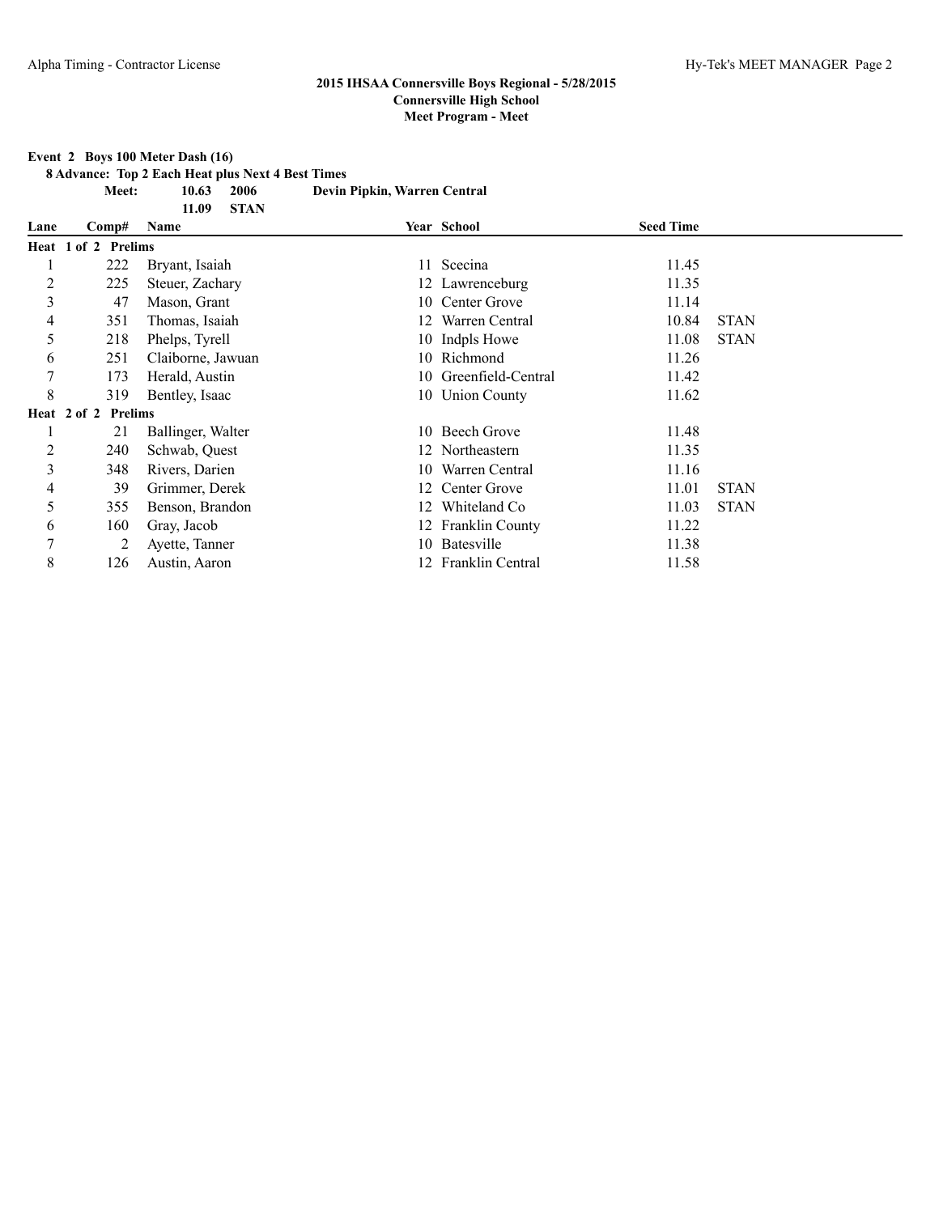## 2015 IHSAA Connersville Boys Regional - 5/28/2015
## Connersville High School
## Meet Program - Meet

**Event 2 Boys 100 Meter Dash (16)**

**8 Advance: Top 2 Each Heat plus Next 4 Best Times**

**Meet: 10.63 2006 Devin Pipkin, Warren Central**

**11.09 STAN**

| Lane | Comp# | Name | Year | School | Seed Time | |
|---|---|---|---|---|---|---|
| **Heat 1 of 2 Prelims** | | | | | | |
| 1 | 222 | Bryant, Isaiah | 11 | Scecina | 11.45 | |
| 2 | 225 | Steuer, Zachary | 12 | Lawrenceburg | 11.35 | |
| 3 | 47 | Mason, Grant | 10 | Center Grove | 11.14 | |
| 4 | 351 | Thomas, Isaiah | 12 | Warren Central | 10.84 | STAN |
| 5 | 218 | Phelps, Tyrell | 10 | Indpls Howe | 11.08 | STAN |
| 6 | 251 | Claiborne, Jawuan | 10 | Richmond | 11.26 | |
| 7 | 173 | Herald, Austin | 10 | Greenfield-Central | 11.42 | |
| 8 | 319 | Bentley, Isaac | 10 | Union County | 11.62 | |
| **Heat 2 of 2 Prelims** | | | | | | |
| 1 | 21 | Ballinger, Walter | 10 | Beech Grove | 11.48 | |
| 2 | 240 | Schwab, Quest | 12 | Northeastern | 11.35 | |
| 3 | 348 | Rivers, Darien | 10 | Warren Central | 11.16 | |
| 4 | 39 | Grimmer, Derek | 12 | Center Grove | 11.01 | STAN |
| 5 | 355 | Benson, Brandon | 12 | Whiteland Co | 11.03 | STAN |
| 6 | 160 | Gray, Jacob | 12 | Franklin County | 11.22 | |
| 7 | 2 | Ayette, Tanner | 10 | Batesville | 11.38 | |
| 8 | 126 | Austin, Aaron | 12 | Franklin Central | 11.58 | |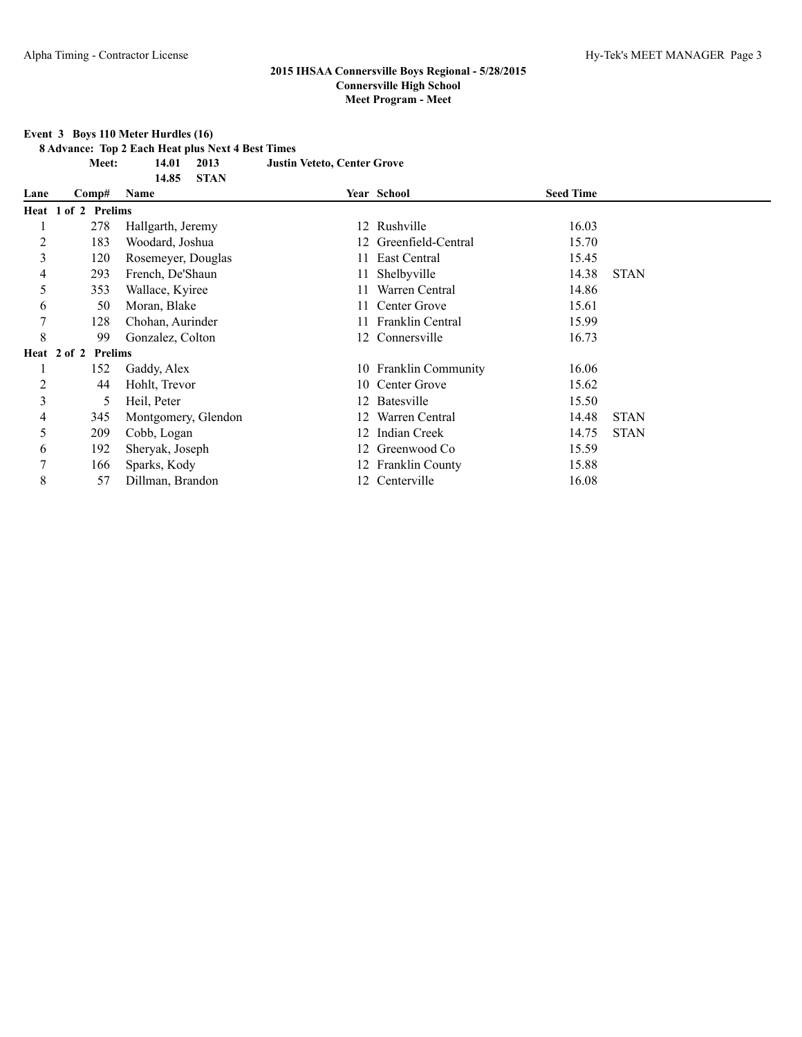**2015 IHSAA Connersville Boys Regional - 5/28/2015**
**Connersville High School**
**Meet Program - Meet**

**Event 3 Boys 110 Meter Hurdles (16)**

**8 Advance: Top 2 Each Heat plus Next 4 Best Times**

| | | | |
|---|---|---|---|
| **Meet:** | **14.01** | **2013** | **Justin Veteto, Center Grove** |
| | **14.85** | **STAN** | |

| Lane | Comp# | Name | Year | School | Seed Time | |
|---|---|---|---|---|---|---|
| **Heat 1 of 2 Prelims** | | | | | | |
| 1 | 278 | Hallgarth, Jeremy | 12 | Rushville | 16.03 | |
| 2 | 183 | Woodard, Joshua | 12 | Greenfield-Central | 15.70 | |
| 3 | 120 | Rosemeyer, Douglas | 11 | East Central | 15.45 | |
| 4 | 293 | French, De'Shaun | 11 | Shelbyville | 14.38 | STAN |
| 5 | 353 | Wallace, Kyiree | 11 | Warren Central | 14.86 | |
| 6 | 50 | Moran, Blake | 11 | Center Grove | 15.61 | |
| 7 | 128 | Chohan, Aurinder | 11 | Franklin Central | 15.99 | |
| 8 | 99 | Gonzalez, Colton | 12 | Connersville | 16.73 | |
| **Heat 2 of 2 Prelims** | | | | | | |
| 1 | 152 | Gaddy, Alex | 10 | Franklin Community | 16.06 | |
| 2 | 44 | Hohlt, Trevor | 10 | Center Grove | 15.62 | |
| 3 | 5 | Heil, Peter | 12 | Batesville | 15.50 | |
| 4 | 345 | Montgomery, Glendon | 12 | Warren Central | 14.48 | STAN |
| 5 | 209 | Cobb, Logan | 12 | Indian Creek | 14.75 | STAN |
| 6 | 192 | Sheryak, Joseph | 12 | Greenwood Co | 15.59 | |
| 7 | 166 | Sparks, Kody | 12 | Franklin County | 15.88 | |
| 8 | 57 | Dillman, Brandon | 12 | Centerville | 16.08 | |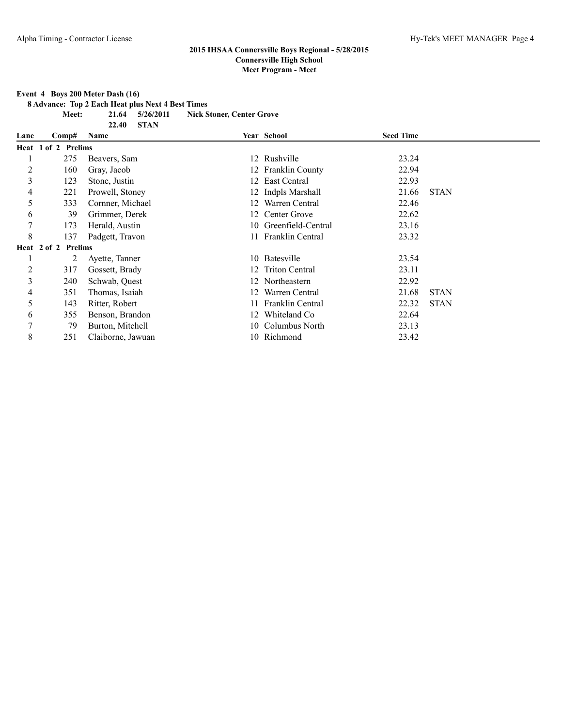## 2015 IHSAA Connersville Boys Regional - 5/28/2015
**Connersville High School**
**Meet Program - Meet**

**Event 4 Boys 200 Meter Dash (16)**

**8 Advance: Top 2 Each Heat plus Next 4 Best Times**

| | | | |
|---|---|---|---|
| **Meet:** | **21.64** | **5/26/2011** | **Nick Stoner, Center Grove** |
| | **22.40** | **STAN** | |

| Lane | Comp# | Name | Year | School | Seed Time | |
|---|---|---|---|---|---|---|
| **Heat 1 of 2 Prelims** | | | | | | |
| 1 | 275 | Beavers, Sam | 12 | Rushville | 23.24 | |
| 2 | 160 | Gray, Jacob | 12 | Franklin County | 22.94 | |
| 3 | 123 | Stone, Justin | 12 | East Central | 22.93 | |
| 4 | 221 | Prowell, Stoney | 12 | Indpls Marshall | 21.66 | STAN |
| 5 | 333 | Cornner, Michael | 12 | Warren Central | 22.46 | |
| 6 | 39 | Grimmer, Derek | 12 | Center Grove | 22.62 | |
| 7 | 173 | Herald, Austin | 10 | Greenfield-Central | 23.16 | |
| 8 | 137 | Padgett, Travon | 11 | Franklin Central | 23.32 | |
| **Heat 2 of 2 Prelims** | | | | | | |
| 1 | 2 | Ayette, Tanner | 10 | Batesville | 23.54 | |
| 2 | 317 | Gossett, Brady | 12 | Triton Central | 23.11 | |
| 3 | 240 | Schwab, Quest | 12 | Northeastern | 22.92 | |
| 4 | 351 | Thomas, Isaiah | 12 | Warren Central | 21.68 | STAN |
| 5 | 143 | Ritter, Robert | 11 | Franklin Central | 22.32 | STAN |
| 6 | 355 | Benson, Brandon | 12 | Whiteland Co | 22.64 | |
| 7 | 79 | Burton, Mitchell | 10 | Columbus North | 23.13 | |
| 8 | 251 | Claiborne, Jawuan | 10 | Richmond | 23.42 | |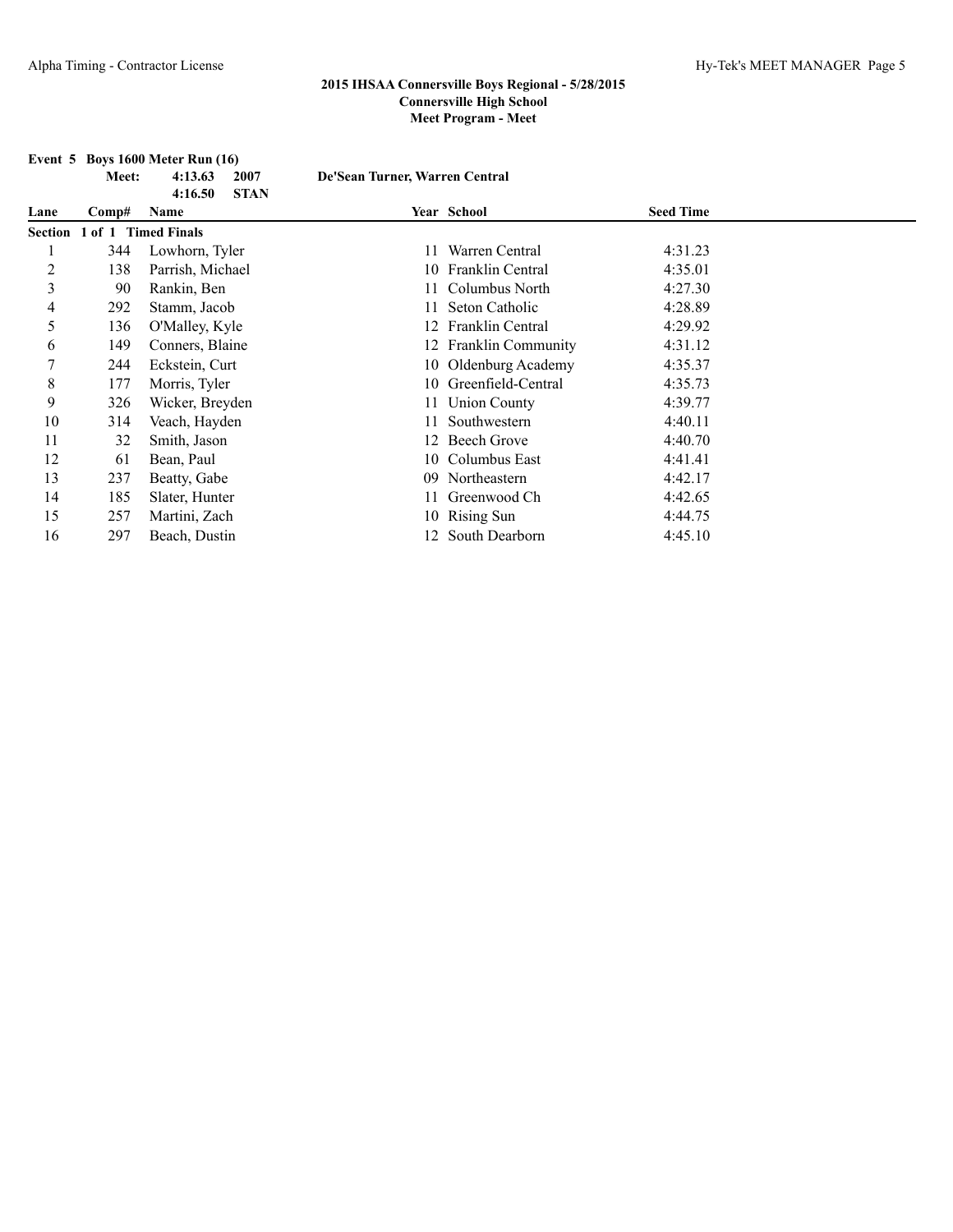**2015 IHSAA Connersville Boys Regional - 5/28/2015**
**Connersville High School**
**Meet Program - Meet**

**Event 5 Boys 1600 Meter Run (16)**

**Meet: 4:13.63 2007 De'Sean Turner, Warren Central**
**4:16.50 STAN**

| Lane | Comp# | Name | Year | School | Seed Time |
|---|---|---|---|---|---|
| **Section 1 of 1 Timed Finals** | | | | | |
| 1 | 344 | Lowhorn, Tyler | 11 | Warren Central | 4:31.23 |
| 2 | 138 | Parrish, Michael | 10 | Franklin Central | 4:35.01 |
| 3 | 90 | Rankin, Ben | 11 | Columbus North | 4:27.30 |
| 4 | 292 | Stamm, Jacob | 11 | Seton Catholic | 4:28.89 |
| 5 | 136 | O'Malley, Kyle | 12 | Franklin Central | 4:29.92 |
| 6 | 149 | Conners, Blaine | 12 | Franklin Community | 4:31.12 |
| 7 | 244 | Eckstein, Curt | 10 | Oldenburg Academy | 4:35.37 |
| 8 | 177 | Morris, Tyler | 10 | Greenfield-Central | 4:35.73 |
| 9 | 326 | Wicker, Breyden | 11 | Union County | 4:39.77 |
| 10 | 314 | Veach, Hayden | 11 | Southwestern | 4:40.11 |
| 11 | 32 | Smith, Jason | 12 | Beech Grove | 4:40.70 |
| 12 | 61 | Bean, Paul | 10 | Columbus East | 4:41.41 |
| 13 | 237 | Beatty, Gabe | 09 | Northeastern | 4:42.17 |
| 14 | 185 | Slater, Hunter | 11 | Greenwood Ch | 4:42.65 |
| 15 | 257 | Martini, Zach | 10 | Rising Sun | 4:44.75 |
| 16 | 297 | Beach, Dustin | 12 | South Dearborn | 4:45.10 |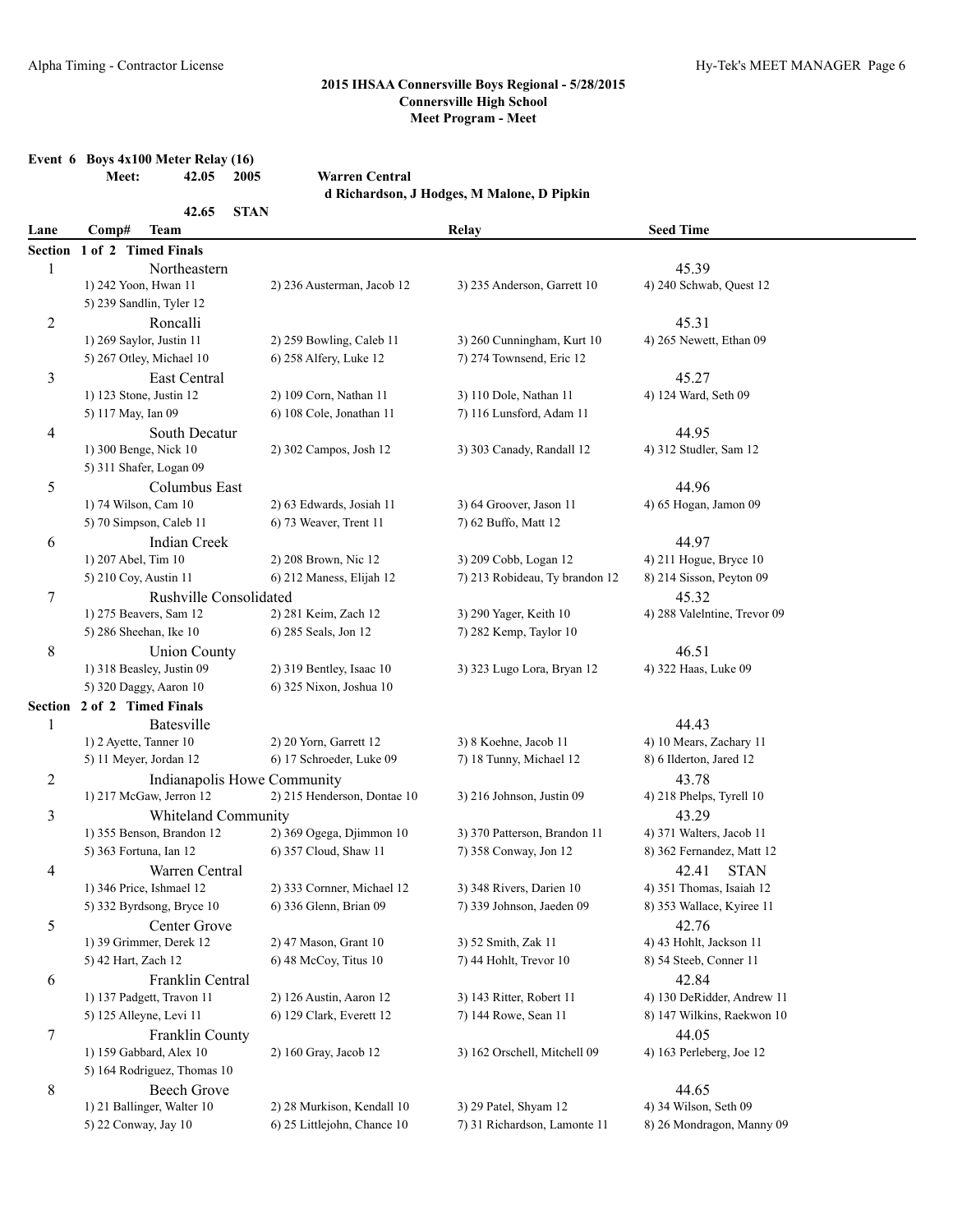## 2015 IHSAA Connersville Boys Regional - 5/28/2015
### Connersville High School
### Meet Program - Meet

**Event 6 Boys 4x100 Meter Relay (16)**

**Meet: 42.05 2005 Warren Central**
**d Richardson, J Hodges, M Malone, D Pipkin**

**42.65 STAN**

| Lane | Comp# Team | | Relay | Seed Time |
|---|---|---|---|---|
| **Section 1 of 2 Timed Finals** | | | | |
| 1 | Northeastern | | | 45.39 |
| | 1) 242 Yoon, Hwan 11 | 2) 236 Austerman, Jacob 12 | 3) 235 Anderson, Garrett 10 | 4) 240 Schwab, Quest 12 |
| | 5) 239 Sandlin, Tyler 12 | | | |
| 2 | Roncalli | | | 45.31 |
| | 1) 269 Saylor, Justin 11 | 2) 259 Bowling, Caleb 11 | 3) 260 Cunningham, Kurt 10 | 4) 265 Newett, Ethan 09 |
| | 5) 267 Otley, Michael 10 | 6) 258 Alfery, Luke 12 | 7) 274 Townsend, Eric 12 | |
| 3 | East Central | | | 45.27 |
| | 1) 123 Stone, Justin 12 | 2) 109 Corn, Nathan 11 | 3) 110 Dole, Nathan 11 | 4) 124 Ward, Seth 09 |
| | 5) 117 May, Ian 09 | 6) 108 Cole, Jonathan 11 | 7) 116 Lunsford, Adam 11 | |
| 4 | South Decatur | | | 44.95 |
| | 1) 300 Benge, Nick 10 | 2) 302 Campos, Josh 12 | 3) 303 Canady, Randall 12 | 4) 312 Studler, Sam 12 |
| | 5) 311 Shafer, Logan 09 | | | |
| 5 | Columbus East | | | 44.96 |
| | 1) 74 Wilson, Cam 10 | 2) 63 Edwards, Josiah 11 | 3) 64 Groover, Jason 11 | 4) 65 Hogan, Jamon 09 |
| | 5) 70 Simpson, Caleb 11 | 6) 73 Weaver, Trent 11 | 7) 62 Buffo, Matt 12 | |
| 6 | Indian Creek | | | 44.97 |
| | 1) 207 Abel, Tim 10 | 2) 208 Brown, Nic 12 | 3) 209 Cobb, Logan 12 | 4) 211 Hogue, Bryce 10 |
| | 5) 210 Coy, Austin 11 | 6) 212 Maness, Elijah 12 | 7) 213 Robideau, Ty brandon 12 | 8) 214 Sisson, Peyton 09 |
| 7 | Rushville Consolidated | | | 45.32 |
| | 1) 275 Beavers, Sam 12 | 2) 281 Keim, Zach 12 | 3) 290 Yager, Keith 10 | 4) 288 Valelntine, Trevor 09 |
| | 5) 286 Sheehan, Ike 10 | 6) 285 Seals, Jon 12 | 7) 282 Kemp, Taylor 10 | |
| 8 | Union County | | | 46.51 |
| | 1) 318 Beasley, Justin 09 | 2) 319 Bentley, Isaac 10 | 3) 323 Lugo Lora, Bryan 12 | 4) 322 Haas, Luke 09 |
| | 5) 320 Daggy, Aaron 10 | 6) 325 Nixon, Joshua 10 | | |
| **Section 2 of 2 Timed Finals** | | | | |
| 1 | Batesville | | | 44.43 |
| | 1) 2 Ayette, Tanner 10 | 2) 20 Yorn, Garrett 12 | 3) 8 Koehne, Jacob 11 | 4) 10 Mears, Zachary 11 |
| | 5) 11 Meyer, Jordan 12 | 6) 17 Schroeder, Luke 09 | 7) 18 Tunny, Michael 12 | 8) 6 Ilderton, Jared 12 |
| 2 | Indianapolis Howe Community | | | 43.78 |
| | 1) 217 McGaw, Jerron 12 | 2) 215 Henderson, Dontae 10 | 3) 216 Johnson, Justin 09 | 4) 218 Phelps, Tyrell 10 |
| 3 | Whiteland Community | | | 43.29 |
| | 1) 355 Benson, Brandon 12 | 2) 369 Ogega, Djimmon 10 | 3) 370 Patterson, Brandon 11 | 4) 371 Walters, Jacob 11 |
| | 5) 363 Fortuna, Ian 12 | 6) 357 Cloud, Shaw 11 | 7) 358 Conway, Jon 12 | 8) 362 Fernandez, Matt 12 |
| 4 | Warren Central | | | 42.41 STAN |
| | 1) 346 Price, Ishmael 12 | 2) 333 Cornner, Michael 12 | 3) 348 Rivers, Darien 10 | 4) 351 Thomas, Isaiah 12 |
| | 5) 332 Byrdsong, Bryce 10 | 6) 336 Glenn, Brian 09 | 7) 339 Johnson, Jaeden 09 | 8) 353 Wallace, Kyiree 11 |
| 5 | Center Grove | | | 42.76 |
| | 1) 39 Grimmer, Derek 12 | 2) 47 Mason, Grant 10 | 3) 52 Smith, Zak 11 | 4) 43 Hohlt, Jackson 11 |
| | 5) 42 Hart, Zach 12 | 6) 48 McCoy, Titus 10 | 7) 44 Hohlt, Trevor 10 | 8) 54 Steeb, Conner 11 |
| 6 | Franklin Central | | | 42.84 |
| | 1) 137 Padgett, Travon 11 | 2) 126 Austin, Aaron 12 | 3) 143 Ritter, Robert 11 | 4) 130 DeRidder, Andrew 11 |
| | 5) 125 Alleyne, Levi 11 | 6) 129 Clark, Everett 12 | 7) 144 Rowe, Sean 11 | 8) 147 Wilkins, Raekwon 10 |
| 7 | Franklin County | | | 44.05 |
| | 1) 159 Gabbard, Alex 10 | 2) 160 Gray, Jacob 12 | 3) 162 Orschell, Mitchell 09 | 4) 163 Perleberg, Joe 12 |
| | 5) 164 Rodriguez, Thomas 10 | | | |
| 8 | Beech Grove | | | 44.65 |
| | 1) 21 Ballinger, Walter 10 | 2) 28 Murkison, Kendall 10 | 3) 29 Patel, Shyam 12 | 4) 34 Wilson, Seth 09 |
| | 5) 22 Conway, Jay 10 | 6) 25 Littlejohn, Chance 10 | 7) 31 Richardson, Lamonte 11 | 8) 26 Mondragon, Manny 09 |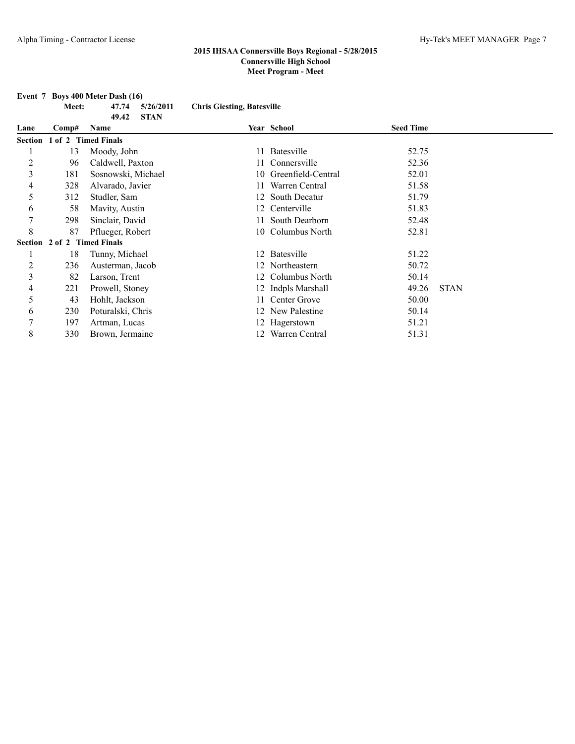## 2015 IHSAA Connersville Boys Regional - 5/28/2015
### Connersville High School
### Meet Program - Meet

**Event 7 Boys 400 Meter Dash (16)**

**Meet: 47.74 5/26/2011 Chris Giesting, Batesville**
**49.42 STAN**

| Lane | Comp# | Name | Year | School | Seed Time | |
|---|---|---|---|---|---|---|
| **Section 1 of 2 Timed Finals** | | | | | | |
| 1 | 13 | Moody, John | 11 | Batesville | 52.75 | |
| 2 | 96 | Caldwell, Paxton | 11 | Connersville | 52.36 | |
| 3 | 181 | Sosnowski, Michael | 10 | Greenfield-Central | 52.01 | |
| 4 | 328 | Alvarado, Javier | 11 | Warren Central | 51.58 | |
| 5 | 312 | Studler, Sam | 12 | South Decatur | 51.79 | |
| 6 | 58 | Mavity, Austin | 12 | Centerville | 51.83 | |
| 7 | 298 | Sinclair, David | 11 | South Dearborn | 52.48 | |
| 8 | 87 | Pflueger, Robert | 10 | Columbus North | 52.81 | |
| **Section 2 of 2 Timed Finals** | | | | | | |
| 1 | 18 | Tunny, Michael | 12 | Batesville | 51.22 | |
| 2 | 236 | Austerman, Jacob | 12 | Northeastern | 50.72 | |
| 3 | 82 | Larson, Trent | 12 | Columbus North | 50.14 | |
| 4 | 221 | Prowell, Stoney | 12 | Indpls Marshall | 49.26 | STAN |
| 5 | 43 | Hohlt, Jackson | 11 | Center Grove | 50.00 | |
| 6 | 230 | Poturalski, Chris | 12 | New Palestine | 50.14 | |
| 7 | 197 | Artman, Lucas | 12 | Hagerstown | 51.21 | |
| 8 | 330 | Brown, Jermaine | 12 | Warren Central | 51.31 | |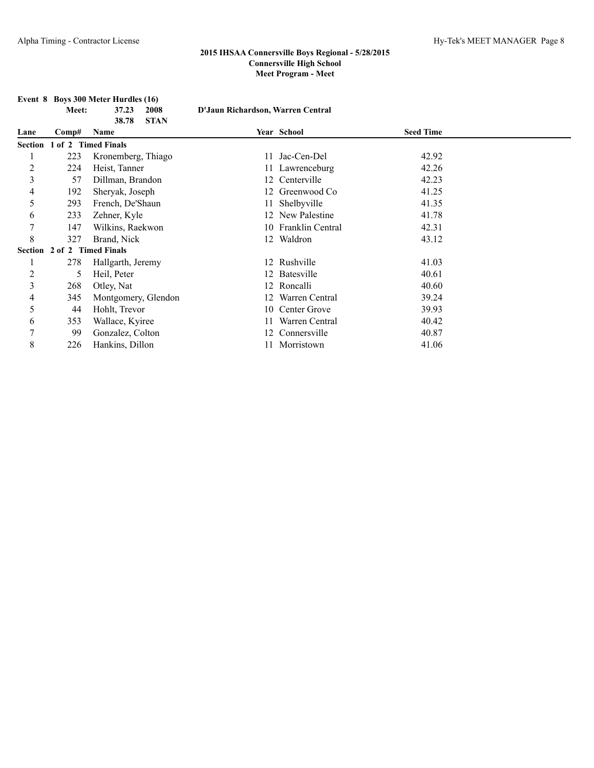**2015 IHSAA Connersville Boys Regional - 5/28/2015**
**Connersville High School**
**Meet Program - Meet**

**Event 8 Boys 300 Meter Hurdles (16)**

**Meet: 37.23 2008 D'Jaun Richardson, Warren Central**
**38.78 STAN**

| Lane | Comp# | Name | Year | School | Seed Time |
|---|---|---|---|---|---|
| **Section 1 of 2 Timed Finals** | | | | | |
| 1 | 223 | Kronemberg, Thiago | 11 | Jac-Cen-Del | 42.92 |
| 2 | 224 | Heist, Tanner | 11 | Lawrenceburg | 42.26 |
| 3 | 57 | Dillman, Brandon | 12 | Centerville | 42.23 |
| 4 | 192 | Sheryak, Joseph | 12 | Greenwood Co | 41.25 |
| 5 | 293 | French, De'Shaun | 11 | Shelbyville | 41.35 |
| 6 | 233 | Zehner, Kyle | 12 | New Palestine | 41.78 |
| 7 | 147 | Wilkins, Raekwon | 10 | Franklin Central | 42.31 |
| 8 | 327 | Brand, Nick | 12 | Waldron | 43.12 |
| **Section 2 of 2 Timed Finals** | | | | | |
| 1 | 278 | Hallgarth, Jeremy | 12 | Rushville | 41.03 |
| 2 | 5 | Heil, Peter | 12 | Batesville | 40.61 |
| 3 | 268 | Otley, Nat | 12 | Roncalli | 40.60 |
| 4 | 345 | Montgomery, Glendon | 12 | Warren Central | 39.24 |
| 5 | 44 | Hohlt, Trevor | 10 | Center Grove | 39.93 |
| 6 | 353 | Wallace, Kyiree | 11 | Warren Central | 40.42 |
| 7 | 99 | Gonzalez, Colton | 12 | Connersville | 40.87 |
| 8 | 226 | Hankins, Dillon | 11 | Morristown | 41.06 |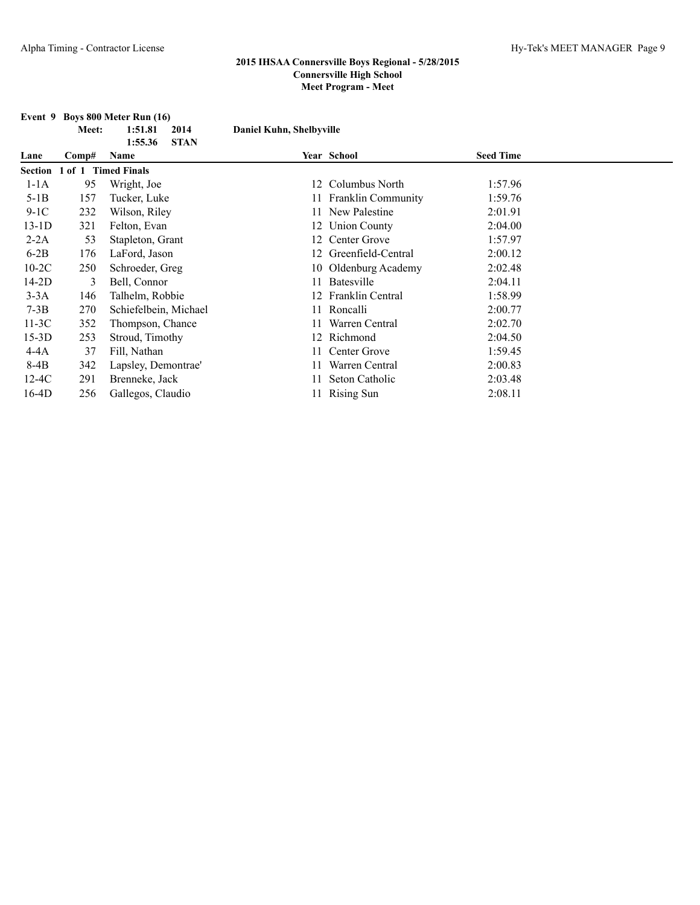**2015 IHSAA Connersville Boys Regional - 5/28/2015**
**Connersville High School**
**Meet Program - Meet**

**Event 9 Boys 800 Meter Run (16)**

| | | | |
|---|---|---|---|
| **Meet:** | **1:51.81** | **2014** | **Daniel Kuhn, Shelbyville** |
| | **1:55.36** | **STAN** | |

| Lane | Comp# | Name | Year | School | Seed Time |
|---|---|---|---|---|---|
| **Section 1 of 1 Timed Finals** | | | | | |
| 1-1A | 95 | Wright, Joe | 12 | Columbus North | 1:57.96 |
| 5-1B | 157 | Tucker, Luke | 11 | Franklin Community | 1:59.76 |
| 9-1C | 232 | Wilson, Riley | 11 | New Palestine | 2:01.91 |
| 13-1D | 321 | Felton, Evan | 12 | Union County | 2:04.00 |
| 2-2A | 53 | Stapleton, Grant | 12 | Center Grove | 1:57.97 |
| 6-2B | 176 | LaFord, Jason | 12 | Greenfield-Central | 2:00.12 |
| 10-2C | 250 | Schroeder, Greg | 10 | Oldenburg Academy | 2:02.48 |
| 14-2D | 3 | Bell, Connor | 11 | Batesville | 2:04.11 |
| 3-3A | 146 | Talhelm, Robbie | 12 | Franklin Central | 1:58.99 |
| 7-3B | 270 | Schiefelbein, Michael | 11 | Roncalli | 2:00.77 |
| 11-3C | 352 | Thompson, Chance | 11 | Warren Central | 2:02.70 |
| 15-3D | 253 | Stroud, Timothy | 12 | Richmond | 2:04.50 |
| 4-4A | 37 | Fill, Nathan | 11 | Center Grove | 1:59.45 |
| 8-4B | 342 | Lapsley, Demontrae' | 11 | Warren Central | 2:00.83 |
| 12-4C | 291 | Brenneke, Jack | 11 | Seton Catholic | 2:03.48 |
| 16-4D | 256 | Gallegos, Claudio | 11 | Rising Sun | 2:08.11 |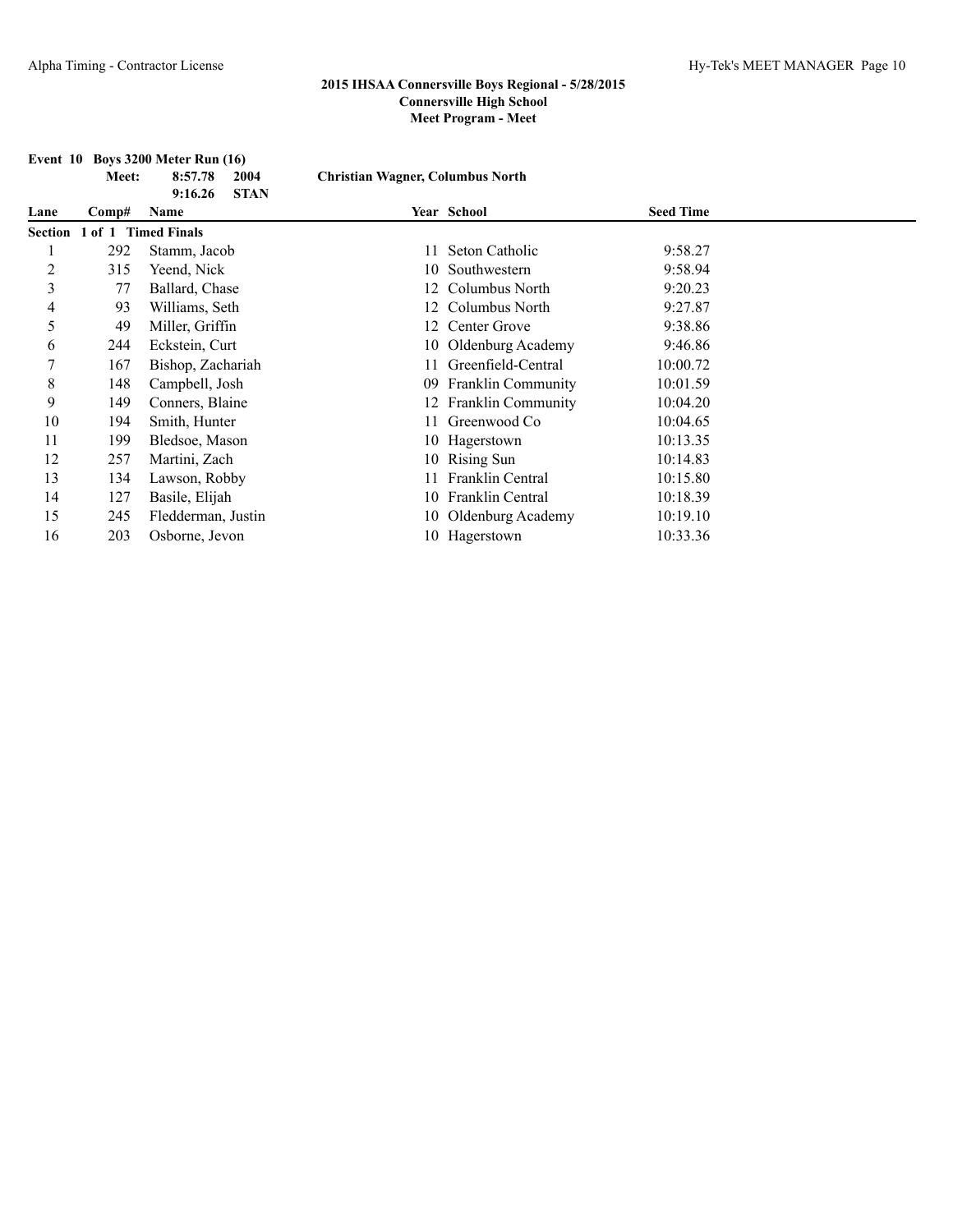**2015 IHSAA Connersville Boys Regional - 5/28/2015**
**Connersville High School**
**Meet Program - Meet**

**Event 10 Boys 3200 Meter Run (16)**

**Meet: 8:57.78 2004 Christian Wagner, Columbus North**
**9:16.26 STAN**

| Lane | Comp# | Name | Year | School | Seed Time |
|---|---|---|---|---|---|
| **Section 1 of 1 Timed Finals** | | | | | |
| 1 | 292 | Stamm, Jacob | 11 | Seton Catholic | 9:58.27 |
| 2 | 315 | Yeend, Nick | 10 | Southwestern | 9:58.94 |
| 3 | 77 | Ballard, Chase | 12 | Columbus North | 9:20.23 |
| 4 | 93 | Williams, Seth | 12 | Columbus North | 9:27.87 |
| 5 | 49 | Miller, Griffin | 12 | Center Grove | 9:38.86 |
| 6 | 244 | Eckstein, Curt | 10 | Oldenburg Academy | 9:46.86 |
| 7 | 167 | Bishop, Zachariah | 11 | Greenfield-Central | 10:00.72 |
| 8 | 148 | Campbell, Josh | 09 | Franklin Community | 10:01.59 |
| 9 | 149 | Conners, Blaine | 12 | Franklin Community | 10:04.20 |
| 10 | 194 | Smith, Hunter | 11 | Greenwood Co | 10:04.65 |
| 11 | 199 | Bledsoe, Mason | 10 | Hagerstown | 10:13.35 |
| 12 | 257 | Martini, Zach | 10 | Rising Sun | 10:14.83 |
| 13 | 134 | Lawson, Robby | 11 | Franklin Central | 10:15.80 |
| 14 | 127 | Basile, Elijah | 10 | Franklin Central | 10:18.39 |
| 15 | 245 | Fledderman, Justin | 10 | Oldenburg Academy | 10:19.10 |
| 16 | 203 | Osborne, Jevon | 10 | Hagerstown | 10:33.36 |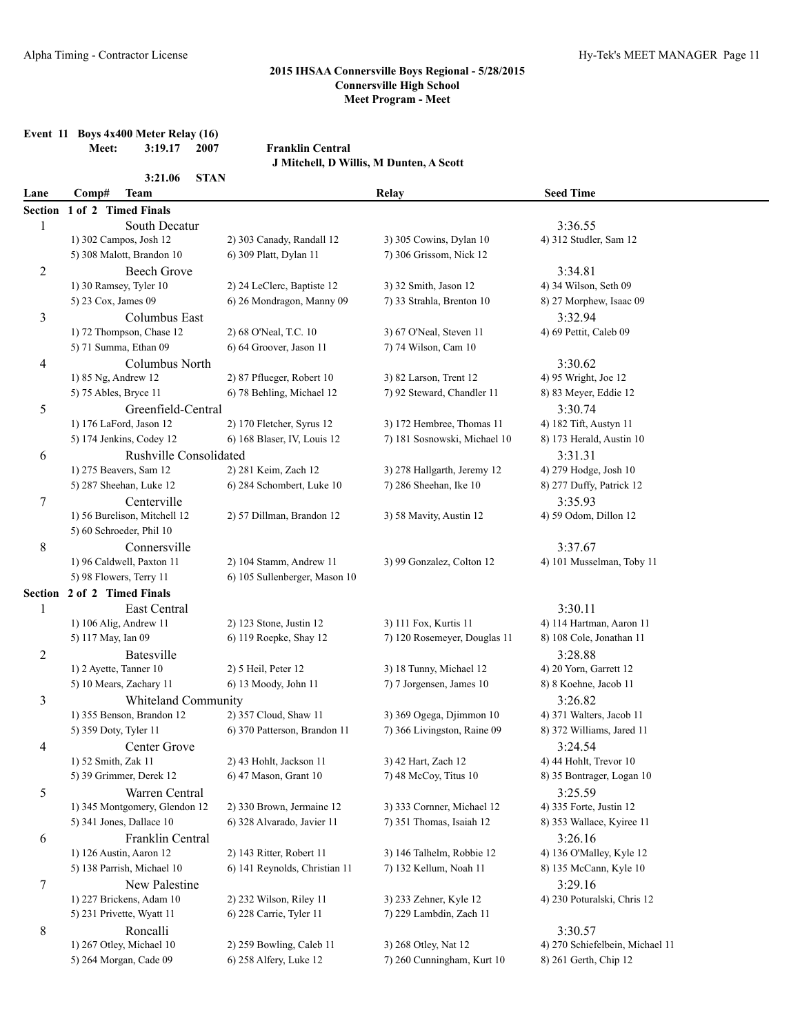## 2015 IHSAA Connersville Boys Regional - 5/28/2015
### Connersville High School
### Meet Program - Meet

**Event 11 Boys 4x400 Meter Relay (16)**

**Meet: 3:19.17 2007 Franklin Central**
**J Mitchell, D Willis, M Dunten, A Scott**

**3:21.06 STAN**

| Lane | Comp# Team | | Relay | Seed Time |
|---|---|---|---|---|
| **Section 1 of 2 Timed Finals** | | | | |
| 1 | South Decatur | | | 3:36.55 |
| | 1) 302 Campos, Josh 12 | 2) 303 Canady, Randall 12 | 3) 305 Cowins, Dylan 10 | 4) 312 Studler, Sam 12 |
| | 5) 308 Malott, Brandon 10 | 6) 309 Platt, Dylan 11 | 7) 306 Grissom, Nick 12 | |
| 2 | Beech Grove | | | 3:34.81 |
| | 1) 30 Ramsey, Tyler 10 | 2) 24 LeClerc, Baptiste 12 | 3) 32 Smith, Jason 12 | 4) 34 Wilson, Seth 09 |
| | 5) 23 Cox, James 09 | 6) 26 Mondragon, Manny 09 | 7) 33 Strahla, Brenton 10 | 8) 27 Morphew, Isaac 09 |
| 3 | Columbus East | | | 3:32.94 |
| | 1) 72 Thompson, Chase 12 | 2) 68 O'Neal, T.C. 10 | 3) 67 O'Neal, Steven 11 | 4) 69 Pettit, Caleb 09 |
| | 5) 71 Summa, Ethan 09 | 6) 64 Groover, Jason 11 | 7) 74 Wilson, Cam 10 | |
| 4 | Columbus North | | | 3:30.62 |
| | 1) 85 Ng, Andrew 12 | 2) 87 Pflueger, Robert 10 | 3) 82 Larson, Trent 12 | 4) 95 Wright, Joe 12 |
| | 5) 75 Ables, Bryce 11 | 6) 78 Behling, Michael 12 | 7) 92 Steward, Chandler 11 | 8) 83 Meyer, Eddie 12 |
| 5 | Greenfield-Central | | | 3:30.74 |
| | 1) 176 LaFord, Jason 12 | 2) 170 Fletcher, Syrus 12 | 3) 172 Hembree, Thomas 11 | 4) 182 Tift, Austyn 11 |
| | 5) 174 Jenkins, Codey 12 | 6) 168 Blaser, IV, Louis 12 | 7) 181 Sosnowski, Michael 10 | 8) 173 Herald, Austin 10 |
| 6 | Rushville Consolidated | | | 3:31.31 |
| | 1) 275 Beavers, Sam 12 | 2) 281 Keim, Zach 12 | 3) 278 Hallgarth, Jeremy 12 | 4) 279 Hodge, Josh 10 |
| | 5) 287 Sheehan, Luke 12 | 6) 284 Schombert, Luke 10 | 7) 286 Sheehan, Ike 10 | 8) 277 Duffy, Patrick 12 |
| 7 | Centerville | | | 3:35.93 |
| | 1) 56 Burelison, Mitchell 12 | 2) 57 Dillman, Brandon 12 | 3) 58 Mavity, Austin 12 | 4) 59 Odom, Dillon 12 |
| | 5) 60 Schroeder, Phil 10 | | | |
| 8 | Connersville | | | 3:37.67 |
| | 1) 96 Caldwell, Paxton 11 | 2) 104 Stamm, Andrew 11 | 3) 99 Gonzalez, Colton 12 | 4) 101 Musselman, Toby 11 |
| | 5) 98 Flowers, Terry 11 | 6) 105 Sullenberger, Mason 10 | | |
| **Section 2 of 2 Timed Finals** | | | | |
| 1 | East Central | | | 3:30.11 |
| | 1) 106 Alig, Andrew 11 | 2) 123 Stone, Justin 12 | 3) 111 Fox, Kurtis 11 | 4) 114 Hartman, Aaron 11 |
| | 5) 117 May, Ian 09 | 6) 119 Roepke, Shay 12 | 7) 120 Rosemeyer, Douglas 11 | 8) 108 Cole, Jonathan 11 |
| 2 | Batesville | | | 3:28.88 |
| | 1) 2 Ayette, Tanner 10 | 2) 5 Heil, Peter 12 | 3) 18 Tunny, Michael 12 | 4) 20 Yorn, Garrett 12 |
| | 5) 10 Mears, Zachary 11 | 6) 13 Moody, John 11 | 7) 7 Jorgensen, James 10 | 8) 8 Koehne, Jacob 11 |
| 3 | Whiteland Community | | | 3:26.82 |
| | 1) 355 Benson, Brandon 12 | 2) 357 Cloud, Shaw 11 | 3) 369 Ogega, Djimmon 10 | 4) 371 Walters, Jacob 11 |
| | 5) 359 Doty, Tyler 11 | 6) 370 Patterson, Brandon 11 | 7) 366 Livingston, Raine 09 | 8) 372 Williams, Jared 11 |
| 4 | Center Grove | | | 3:24.54 |
| | 1) 52 Smith, Zak 11 | 2) 43 Hohlt, Jackson 11 | 3) 42 Hart, Zach 12 | 4) 44 Hohlt, Trevor 10 |
| | 5) 39 Grimmer, Derek 12 | 6) 47 Mason, Grant 10 | 7) 48 McCoy, Titus 10 | 8) 35 Bontrager, Logan 10 |
| 5 | Warren Central | | | 3:25.59 |
| | 1) 345 Montgomery, Glendon 12 | 2) 330 Brown, Jermaine 12 | 3) 333 Cornner, Michael 12 | 4) 335 Forte, Justin 12 |
| | 5) 341 Jones, Dallace 10 | 6) 328 Alvarado, Javier 11 | 7) 351 Thomas, Isaiah 12 | 8) 353 Wallace, Kyiree 11 |
| 6 | Franklin Central | | | 3:26.16 |
| | 1) 126 Austin, Aaron 12 | 2) 143 Ritter, Robert 11 | 3) 146 Talhelm, Robbie 12 | 4) 136 O'Malley, Kyle 12 |
| | 5) 138 Parrish, Michael 10 | 6) 141 Reynolds, Christian 11 | 7) 132 Kellum, Noah 11 | 8) 135 McCann, Kyle 10 |
| 7 | New Palestine | | | 3:29.16 |
| | 1) 227 Brickens, Adam 10 | 2) 232 Wilson, Riley 11 | 3) 233 Zehner, Kyle 12 | 4) 230 Poturalski, Chris 12 |
| | 5) 231 Privette, Wyatt 11 | 6) 228 Carrie, Tyler 11 | 7) 229 Lambdin, Zach 11 | |
| 8 | Roncalli | | | 3:30.57 |
| | 1) 267 Otley, Michael 10 | 2) 259 Bowling, Caleb 11 | 3) 268 Otley, Nat 12 | 4) 270 Schiefelbein, Michael 11 |
| | 5) 264 Morgan, Cade 09 | 6) 258 Alfery, Luke 12 | 7) 260 Cunningham, Kurt 10 | 8) 261 Gerth, Chip 12 |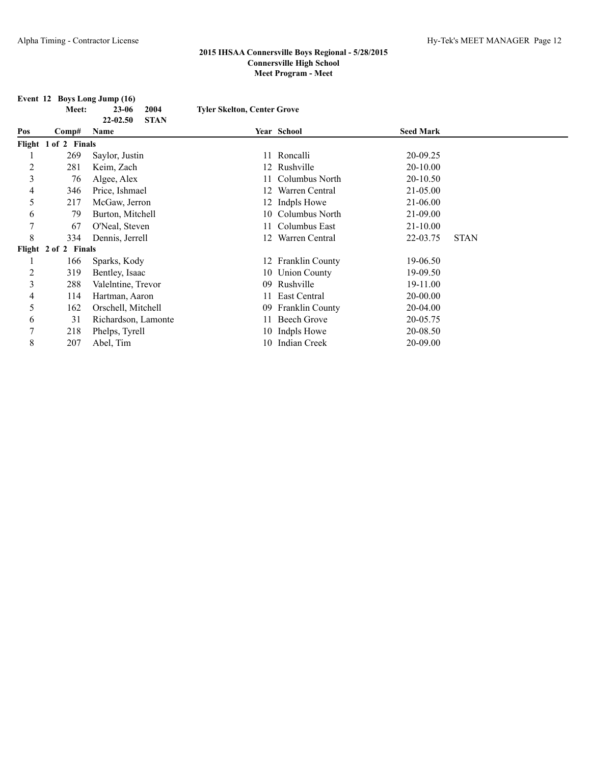**2015 IHSAA Connersville Boys Regional - 5/28/2015**
**Connersville High School**
**Meet Program - Meet**

**Event 12 Boys Long Jump (16)**

| | | | | |
|---|---|---|---|---|
| **Meet:** | **23-06** | **2004** | **Tyler Skelton, Center Grove** | |
| | **22-02.50** | **STAN** | | |

| Pos | Comp# | Name | Year | School | Seed Mark | |
|---|---|---|---|---|---|---|
| **Flight 1 of 2 Finals** | | | | | | |
| 1 | 269 | Saylor, Justin | 11 | Roncalli | 20-09.25 | |
| 2 | 281 | Keim, Zach | 12 | Rushville | 20-10.00 | |
| 3 | 76 | Algee, Alex | 11 | Columbus North | 20-10.50 | |
| 4 | 346 | Price, Ishmael | 12 | Warren Central | 21-05.00 | |
| 5 | 217 | McGaw, Jerron | 12 | Indpls Howe | 21-06.00 | |
| 6 | 79 | Burton, Mitchell | 10 | Columbus North | 21-09.00 | |
| 7 | 67 | O'Neal, Steven | 11 | Columbus East | 21-10.00 | |
| 8 | 334 | Dennis, Jerrell | 12 | Warren Central | 22-03.75 | STAN |
| **Flight 2 of 2 Finals** | | | | | | |
| 1 | 166 | Sparks, Kody | 12 | Franklin County | 19-06.50 | |
| 2 | 319 | Bentley, Isaac | 10 | Union County | 19-09.50 | |
| 3 | 288 | Valelntine, Trevor | 09 | Rushville | 19-11.00 | |
| 4 | 114 | Hartman, Aaron | 11 | East Central | 20-00.00 | |
| 5 | 162 | Orschell, Mitchell | 09 | Franklin County | 20-04.00 | |
| 6 | 31 | Richardson, Lamonte | 11 | Beech Grove | 20-05.75 | |
| 7 | 218 | Phelps, Tyrell | 10 | Indpls Howe | 20-08.50 | |
| 8 | 207 | Abel, Tim | 10 | Indian Creek | 20-09.00 | |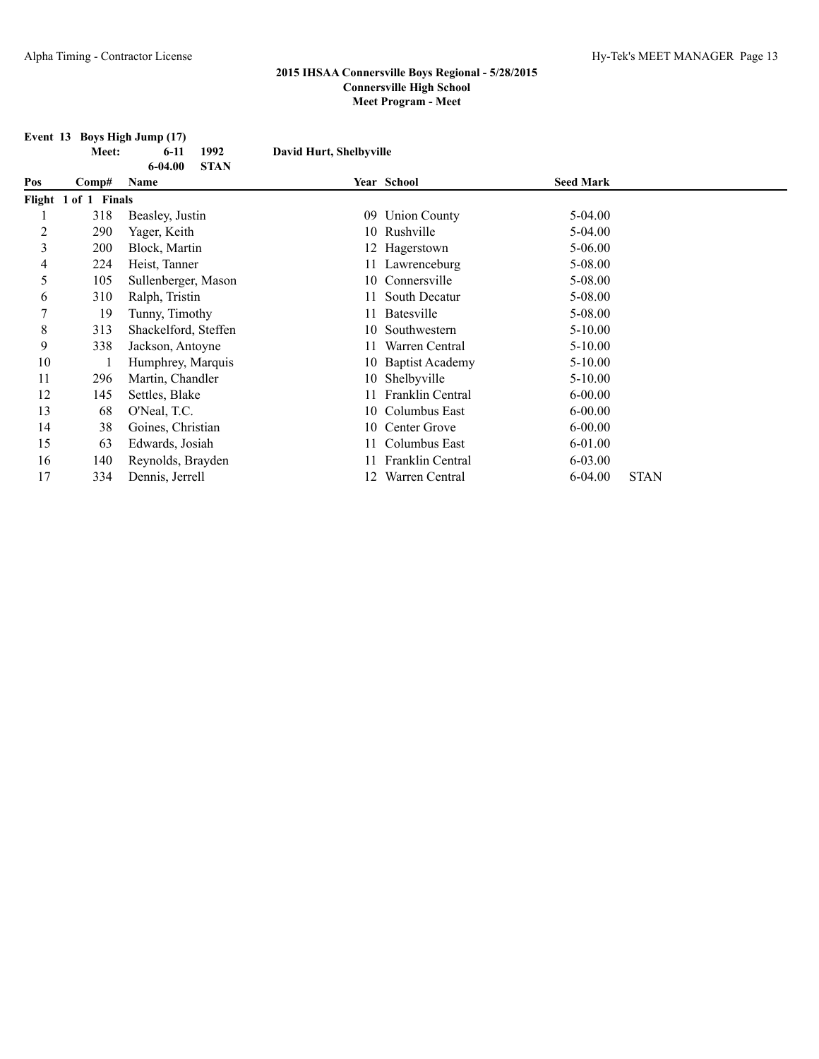## 2015 IHSAA Connersville Boys Regional - 5/28/2015
### Connersville High School
### Meet Program - Meet

**Event 13 Boys High Jump (17)**

| | | | | |
|---|---|---|---|---|
| **Meet:** | **6-11** | **1992** | **David Hurt, Shelbyville** | |
| | **6-04.00** | **STAN** | | |

| Pos | Comp# | Name | Year | School | Seed Mark | |
|---|---|---|---|---|---|---|
| **Flight 1 of 1 Finals** | | | | | | |
| 1 | 318 | Beasley, Justin | 09 | Union County | 5-04.00 | |
| 2 | 290 | Yager, Keith | 10 | Rushville | 5-04.00 | |
| 3 | 200 | Block, Martin | 12 | Hagerstown | 5-06.00 | |
| 4 | 224 | Heist, Tanner | 11 | Lawrenceburg | 5-08.00 | |
| 5 | 105 | Sullenberger, Mason | 10 | Connersville | 5-08.00 | |
| 6 | 310 | Ralph, Tristin | 11 | South Decatur | 5-08.00 | |
| 7 | 19 | Tunny, Timothy | 11 | Batesville | 5-08.00 | |
| 8 | 313 | Shackelford, Steffen | 10 | Southwestern | 5-10.00 | |
| 9 | 338 | Jackson, Antoyne | 11 | Warren Central | 5-10.00 | |
| 10 | 1 | Humphrey, Marquis | 10 | Baptist Academy | 5-10.00 | |
| 11 | 296 | Martin, Chandler | 10 | Shelbyville | 5-10.00 | |
| 12 | 145 | Settles, Blake | 11 | Franklin Central | 6-00.00 | |
| 13 | 68 | O'Neal, T.C. | 10 | Columbus East | 6-00.00 | |
| 14 | 38 | Goines, Christian | 10 | Center Grove | 6-00.00 | |
| 15 | 63 | Edwards, Josiah | 11 | Columbus East | 6-01.00 | |
| 16 | 140 | Reynolds, Brayden | 11 | Franklin Central | 6-03.00 | |
| 17 | 334 | Dennis, Jerrell | 12 | Warren Central | 6-04.00 | STAN |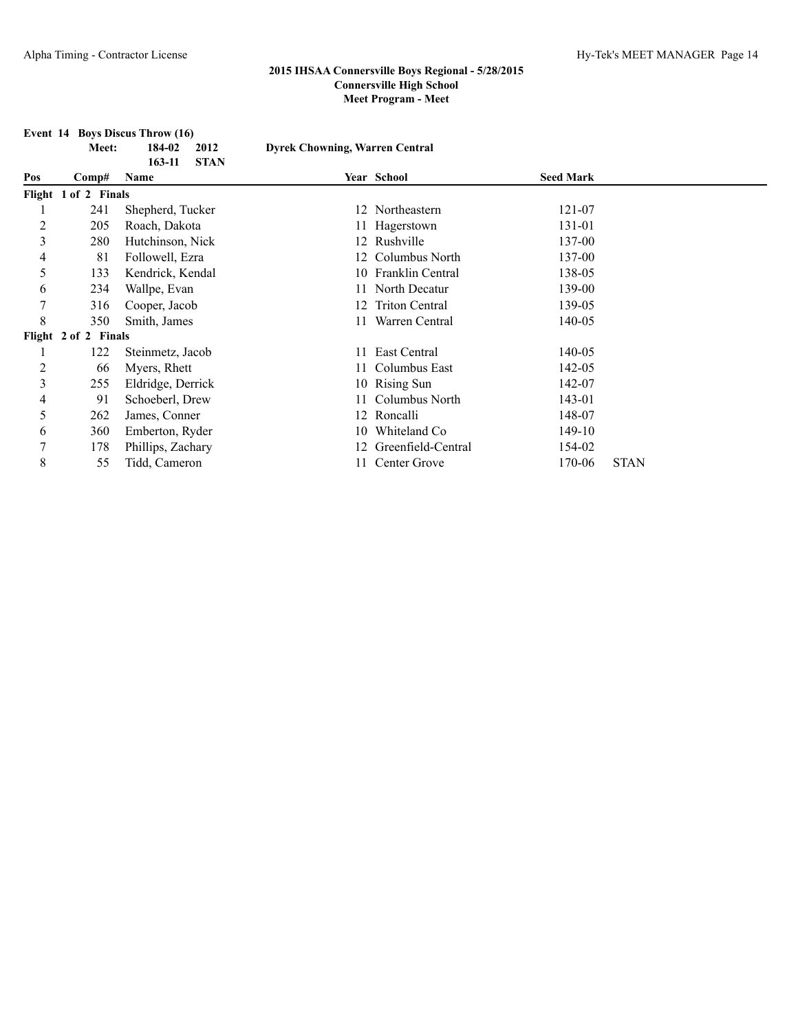**2015 IHSAA Connersville Boys Regional - 5/28/2015**
**Connersville High School**
**Meet Program - Meet**

**Event 14 Boys Discus Throw (16)**

**Meet: 184-02 2012 Dyrek Chowning, Warren Central**
**163-11 STAN**

| Pos | Comp# | Name | Year | School | Seed Mark | |
|---|---|---|---|---|---|---|
| **Flight 1 of 2 Finals** | | | | | | |
| 1 | 241 | Shepherd, Tucker | 12 | Northeastern | 121-07 | |
| 2 | 205 | Roach, Dakota | 11 | Hagerstown | 131-01 | |
| 3 | 280 | Hutchinson, Nick | 12 | Rushville | 137-00 | |
| 4 | 81 | Followell, Ezra | 12 | Columbus North | 137-00 | |
| 5 | 133 | Kendrick, Kendal | 10 | Franklin Central | 138-05 | |
| 6 | 234 | Wallpe, Evan | 11 | North Decatur | 139-00 | |
| 7 | 316 | Cooper, Jacob | 12 | Triton Central | 139-05 | |
| 8 | 350 | Smith, James | 11 | Warren Central | 140-05 | |
| **Flight 2 of 2 Finals** | | | | | | |
| 1 | 122 | Steinmetz, Jacob | 11 | East Central | 140-05 | |
| 2 | 66 | Myers, Rhett | 11 | Columbus East | 142-05 | |
| 3 | 255 | Eldridge, Derrick | 10 | Rising Sun | 142-07 | |
| 4 | 91 | Schoeberl, Drew | 11 | Columbus North | 143-01 | |
| 5 | 262 | James, Conner | 12 | Roncalli | 148-07 | |
| 6 | 360 | Emberton, Ryder | 10 | Whiteland Co | 149-10 | |
| 7 | 178 | Phillips, Zachary | 12 | Greenfield-Central | 154-02 | |
| 8 | 55 | Tidd, Cameron | 11 | Center Grove | 170-06 | STAN |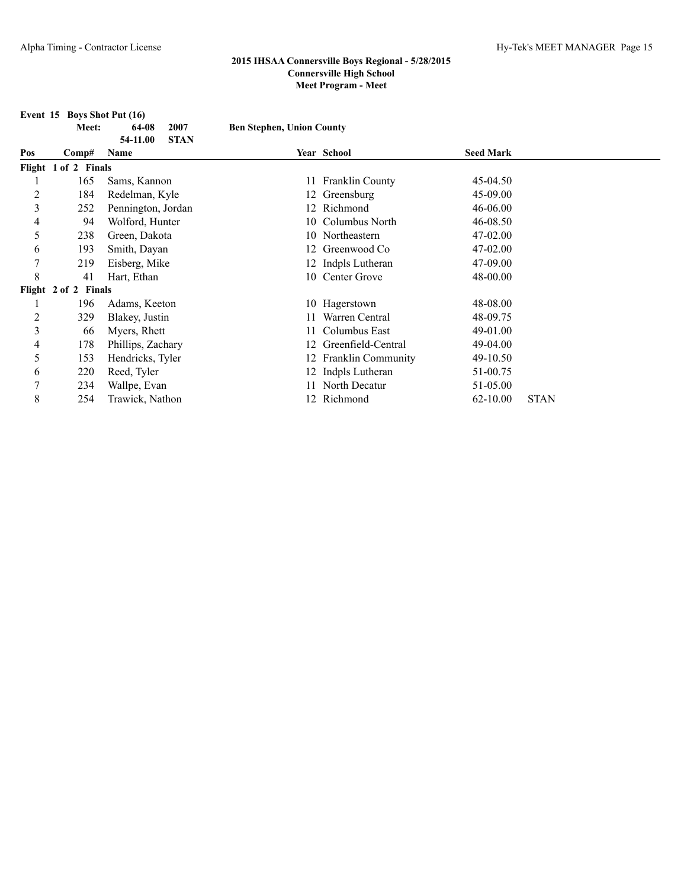**2015 IHSAA Connersville Boys Regional - 5/28/2015**
**Connersville High School**
**Meet Program - Meet**

**Event 15 Boys Shot Put (16)**

| | Meet: | 64-08 | 2007 | Ben Stephen, Union County |
|---|---|---|---|---|
| | | 54-11.00 | STAN | |

| Pos | Comp# | Name | Year | School | Seed Mark | |
|---|---|---|---|---|---|---|
| **Flight 1 of 2 Finals** | | | | | | |
| 1 | 165 | Sams, Kannon | 11 | Franklin County | 45-04.50 | |
| 2 | 184 | Redelman, Kyle | 12 | Greensburg | 45-09.00 | |
| 3 | 252 | Pennington, Jordan | 12 | Richmond | 46-06.00 | |
| 4 | 94 | Wolford, Hunter | 10 | Columbus North | 46-08.50 | |
| 5 | 238 | Green, Dakota | 10 | Northeastern | 47-02.00 | |
| 6 | 193 | Smith, Dayan | 12 | Greenwood Co | 47-02.00 | |
| 7 | 219 | Eisberg, Mike | 12 | Indpls Lutheran | 47-09.00 | |
| 8 | 41 | Hart, Ethan | 10 | Center Grove | 48-00.00 | |
| **Flight 2 of 2 Finals** | | | | | | |
| 1 | 196 | Adams, Keeton | 10 | Hagerstown | 48-08.00 | |
| 2 | 329 | Blakey, Justin | 11 | Warren Central | 48-09.75 | |
| 3 | 66 | Myers, Rhett | 11 | Columbus East | 49-01.00 | |
| 4 | 178 | Phillips, Zachary | 12 | Greenfield-Central | 49-04.00 | |
| 5 | 153 | Hendricks, Tyler | 12 | Franklin Community | 49-10.50 | |
| 6 | 220 | Reed, Tyler | 12 | Indpls Lutheran | 51-00.75 | |
| 7 | 234 | Wallpe, Evan | 11 | North Decatur | 51-05.00 | |
| 8 | 254 | Trawick, Nathon | 12 | Richmond | 62-10.00 | STAN |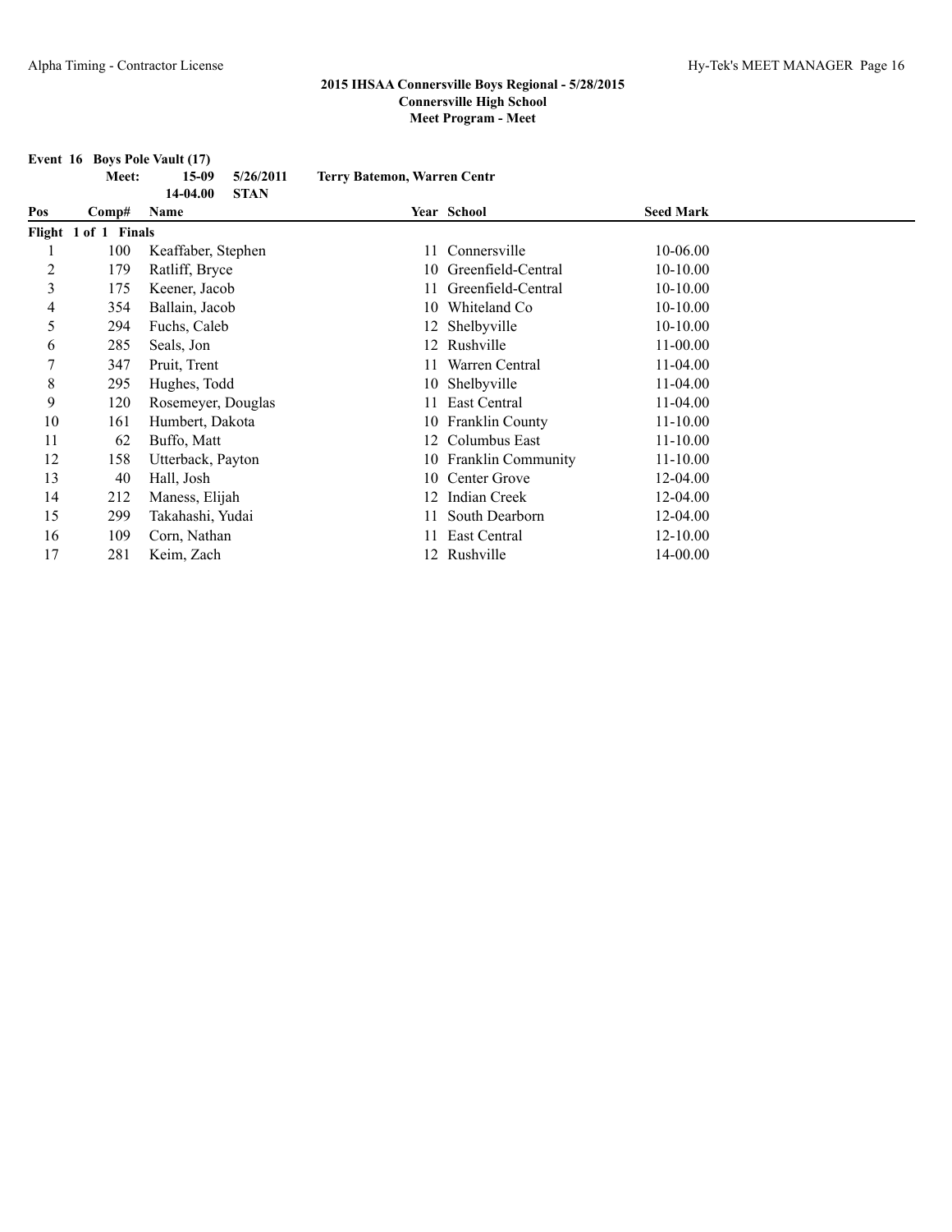**2015 IHSAA Connersville Boys Regional - 5/28/2015**
**Connersville High School**
**Meet Program - Meet**

**Event 16 Boys Pole Vault (17)**

**Meet: 15-09 5/26/2011 Terry Batemon, Warren Centr**
**14-04.00 STAN**

| Pos | Comp# | Name | Year | School | Seed Mark |
|---|---|---|---|---|---|
| **Flight 1 of 1 Finals** | | | | | |
| 1 | 100 | Keaffaber, Stephen | 11 | Connersville | 10-06.00 |
| 2 | 179 | Ratliff, Bryce | 10 | Greenfield-Central | 10-10.00 |
| 3 | 175 | Keener, Jacob | 11 | Greenfield-Central | 10-10.00 |
| 4 | 354 | Ballain, Jacob | 10 | Whiteland Co | 10-10.00 |
| 5 | 294 | Fuchs, Caleb | 12 | Shelbyville | 10-10.00 |
| 6 | 285 | Seals, Jon | 12 | Rushville | 11-00.00 |
| 7 | 347 | Pruit, Trent | 11 | Warren Central | 11-04.00 |
| 8 | 295 | Hughes, Todd | 10 | Shelbyville | 11-04.00 |
| 9 | 120 | Rosemeyer, Douglas | 11 | East Central | 11-04.00 |
| 10 | 161 | Humbert, Dakota | 10 | Franklin County | 11-10.00 |
| 11 | 62 | Buffo, Matt | 12 | Columbus East | 11-10.00 |
| 12 | 158 | Utterback, Payton | 10 | Franklin Community | 11-10.00 |
| 13 | 40 | Hall, Josh | 10 | Center Grove | 12-04.00 |
| 14 | 212 | Maness, Elijah | 12 | Indian Creek | 12-04.00 |
| 15 | 299 | Takahashi, Yudai | 11 | South Dearborn | 12-04.00 |
| 16 | 109 | Corn, Nathan | 11 | East Central | 12-10.00 |
| 17 | 281 | Keim, Zach | 12 | Rushville | 14-00.00 |